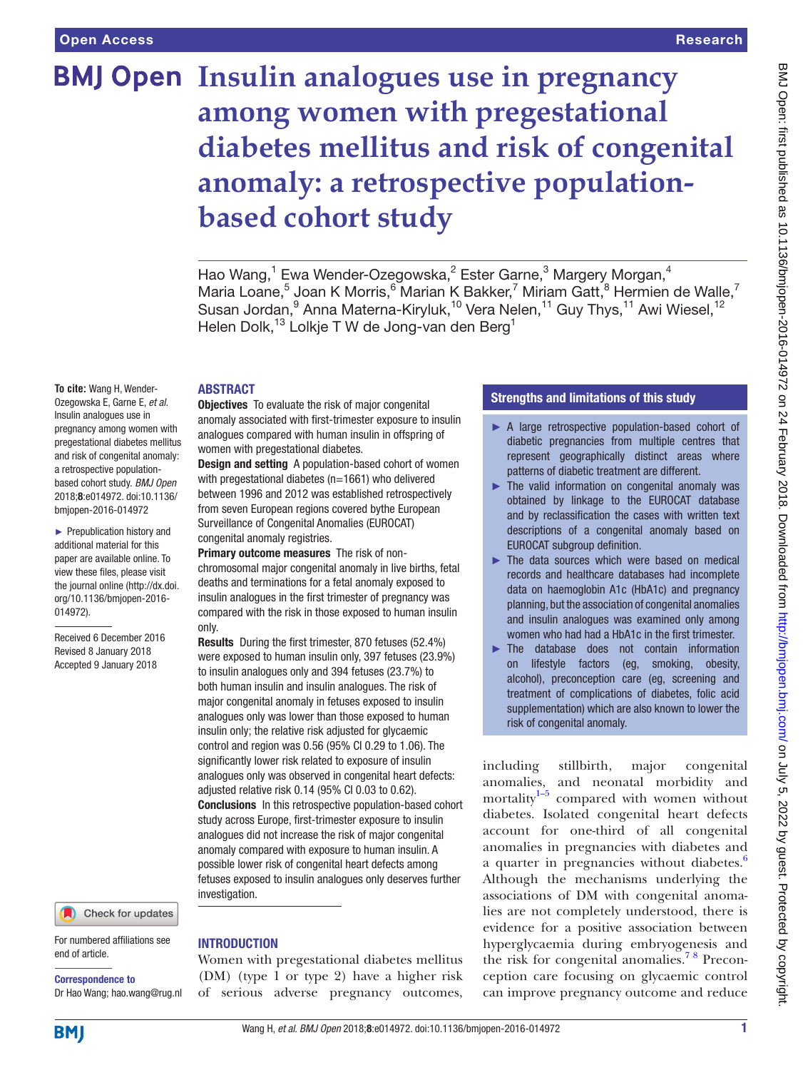# Insulin analogues use in pregnancy among women with pregestational diabetes mellitus and risk of congenital anomaly: a retrospective population-based cohort study

Hao Wang,[1] Ewa Wender-Ozegowska,[2] Ester Garne,[3] Margery Morgan,[4] Maria Loane,[5] Joan K Morris,[6] Marian K Bakker,[7] Miriam Gatt,[8] Hermien de Walle,[7] Susan Jordan,[9] Anna Materna-Kiryluk,[10] Vera Nelen,[11] Guy Thys,[11] Awi Wiesel,[12] Helen Dolk,[13] Lolkje T W de Jong-van den Berg[1]

**To cite:** Wang H, Wender-Ozegowska E, Garne E, *et al*. Insulin analogues use in pregnancy among women with pregestational diabetes mellitus and risk of congenital anomaly: a retrospective population-based cohort study. *BMJ Open* 2018;**8**:e014972. doi:10.1136/bmjopen-2016-014972

► Prepublication history and additional material for this paper are available online. To view these files, please visit the journal online (http://dx.doi.org/10.1136/bmjopen-2016-014972).

Received 6 December 2016
Revised 8 January 2018
Accepted 9 January 2018

## ABSTRACT

**Objectives** To evaluate the risk of major congenital anomaly associated with first-trimester exposure to insulin analogues compared with human insulin in offspring of women with pregestational diabetes.

**Design and setting** A population-based cohort of women with pregestational diabetes (n=1661) who delivered between 1996 and 2012 was established retrospectively from seven European regions covered bythe European Surveillance of Congenital Anomalies (EUROCAT) congenital anomaly registries.

**Primary outcome measures** The risk of non-chromosomal major congenital anomaly in live births, fetal deaths and terminations for a fetal anomaly exposed to insulin analogues in the first trimester of pregnancy was compared with the risk in those exposed to human insulin only.

**Results** During the first trimester, 870 fetuses (52.4%) were exposed to human insulin only, 397 fetuses (23.9%) to insulin analogues only and 394 fetuses (23.7%) to both human insulin and insulin analogues. The risk of major congenital anomaly in fetuses exposed to insulin analogues only was lower than those exposed to human insulin only; the relative risk adjusted for glycaemic control and region was 0.56 (95% CI 0.29 to 1.06). The significantly lower risk related to exposure of insulin analogues only was observed in congenital heart defects: adjusted relative risk 0.14 (95% CI 0.03 to 0.62).

**Conclusions** In this retrospective population-based cohort study across Europe, first-trimester exposure to insulin analogues did not increase the risk of major congenital anomaly compared with exposure to human insulin. A possible lower risk of congenital heart defects among fetuses exposed to insulin analogues only deserves further investigation.

## Strengths and limitations of this study

- ► A large retrospective population-based cohort of diabetic pregnancies from multiple centres that represent geographically distinct areas where patterns of diabetic treatment are different.
- ► The valid information on congenital anomaly was obtained by linkage to the EUROCAT database and by reclassification the cases with written text descriptions of a congenital anomaly based on EUROCAT subgroup definition.
- ► The data sources which were based on medical records and healthcare databases had incomplete data on haemoglobin A1c (HbA1c) and pregnancy planning, but the association of congenital anomalies and insulin analogues was examined only among women who had had a HbA1c in the first trimester.
- ► The database does not contain information on lifestyle factors (eg, smoking, obesity, alcohol), preconception care (eg, screening and treatment of complications of diabetes, folic acid supplementation) which are also known to lower the risk of congenital anomaly.

## INTRODUCTION

Women with pregestational diabetes mellitus (DM) (type 1 or type 2) have a higher risk of serious adverse pregnancy outcomes, including stillbirth, major congenital anomalies, and neonatal morbidity and mortality[1–5] compared with women without diabetes. Isolated congenital heart defects account for one-third of all congenital anomalies in pregnancies with diabetes and a quarter in pregnancies without diabetes.[6] Although the mechanisms underlying the associations of DM with congenital anomalies are not completely understood, there is evidence for a positive association between hyperglycaemia during embryogenesis and the risk for congenital anomalies.[7 8] Preconception care focusing on glycaemic control can improve pregnancy outcome and reduce

For numbered affiliations see end of article.

**Correspondence to**
Dr Hao Wang; hao.wang@rug.nl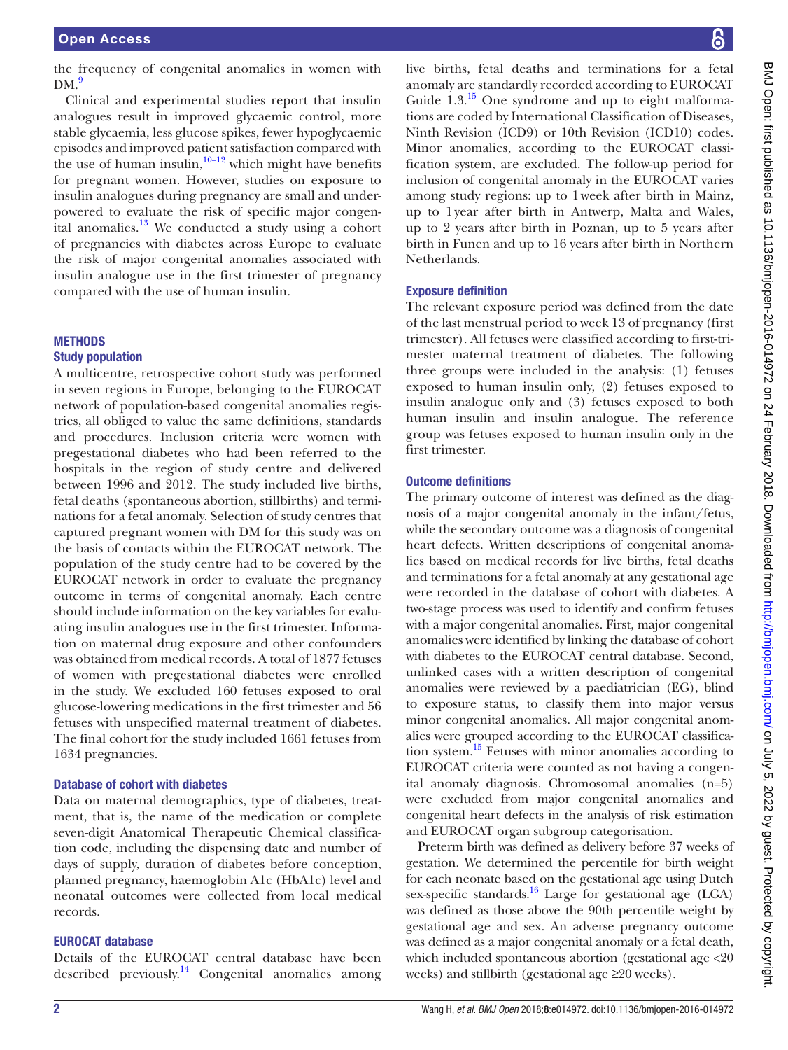the frequency of congenital anomalies in women with DM.[9]

Clinical and experimental studies report that insulin analogues result in improved glycaemic control, more stable glycaemia, less glucose spikes, fewer hypoglycaemic episodes and improved patient satisfaction compared with the use of human insulin,[10–12] which might have benefits for pregnant women. However, studies on exposure to insulin analogues during pregnancy are small and underpowered to evaluate the risk of specific major congenital anomalies.[13] We conducted a study using a cohort of pregnancies with diabetes across Europe to evaluate the risk of major congenital anomalies associated with insulin analogue use in the first trimester of pregnancy compared with the use of human insulin.

## METHODS

### Study population

A multicentre, retrospective cohort study was performed in seven regions in Europe, belonging to the EUROCAT network of population-based congenital anomalies registries, all obliged to value the same definitions, standards and procedures. Inclusion criteria were women with pregestational diabetes who had been referred to the hospitals in the region of study centre and delivered between 1996 and 2012. The study included live births, fetal deaths (spontaneous abortion, stillbirths) and terminations for a fetal anomaly. Selection of study centres that captured pregnant women with DM for this study was on the basis of contacts within the EUROCAT network. The population of the study centre had to be covered by the EUROCAT network in order to evaluate the pregnancy outcome in terms of congenital anomaly. Each centre should include information on the key variables for evaluating insulin analogues use in the first trimester. Information on maternal drug exposure and other confounders was obtained from medical records. A total of 1877 fetuses of women with pregestational diabetes were enrolled in the study. We excluded 160 fetuses exposed to oral glucose-lowering medications in the first trimester and 56 fetuses with unspecified maternal treatment of diabetes. The final cohort for the study included 1661 fetuses from 1634 pregnancies.

### Database of cohort with diabetes

Data on maternal demographics, type of diabetes, treatment, that is, the name of the medication or complete seven-digit Anatomical Therapeutic Chemical classification code, including the dispensing date and number of days of supply, duration of diabetes before conception, planned pregnancy, haemoglobin A1c (HbA1c) level and neonatal outcomes were collected from local medical records.

### EUROCAT database

Details of the EUROCAT central database have been described previously.[14] Congenital anomalies among live births, fetal deaths and terminations for a fetal anomaly are standardly recorded according to EUROCAT Guide 1.3.[15] One syndrome and up to eight malformations are coded by International Classification of Diseases, Ninth Revision (ICD9) or 10th Revision (ICD10) codes. Minor anomalies, according to the EUROCAT classification system, are excluded. The follow-up period for inclusion of congenital anomaly in the EUROCAT varies among study regions: up to 1 week after birth in Mainz, up to 1 year after birth in Antwerp, Malta and Wales, up to 2 years after birth in Poznan, up to 5 years after birth in Funen and up to 16 years after birth in Northern Netherlands.

### Exposure definition

The relevant exposure period was defined from the date of the last menstrual period to week 13 of pregnancy (first trimester). All fetuses were classified according to first-trimester maternal treatment of diabetes. The following three groups were included in the analysis: (1) fetuses exposed to human insulin only, (2) fetuses exposed to insulin analogue only and (3) fetuses exposed to both human insulin and insulin analogue. The reference group was fetuses exposed to human insulin only in the first trimester.

### Outcome definitions

The primary outcome of interest was defined as the diagnosis of a major congenital anomaly in the infant/fetus, while the secondary outcome was a diagnosis of congenital heart defects. Written descriptions of congenital anomalies based on medical records for live births, fetal deaths and terminations for a fetal anomaly at any gestational age were recorded in the database of cohort with diabetes. A two-stage process was used to identify and confirm fetuses with a major congenital anomalies. First, major congenital anomalies were identified by linking the database of cohort with diabetes to the EUROCAT central database. Second, unlinked cases with a written description of congenital anomalies were reviewed by a paediatrician (EG), blind to exposure status, to classify them into major versus minor congenital anomalies. All major congenital anomalies were grouped according to the EUROCAT classification system.[15] Fetuses with minor anomalies according to EUROCAT criteria were counted as not having a congenital anomaly diagnosis. Chromosomal anomalies (n=5) were excluded from major congenital anomalies and congenital heart defects in the analysis of risk estimation and EUROCAT organ subgroup categorisation.

Preterm birth was defined as delivery before 37 weeks of gestation. We determined the percentile for birth weight for each neonate based on the gestational age using Dutch sex-specific standards.[16] Large for gestational age (LGA) was defined as those above the 90th percentile weight by gestational age and sex. An adverse pregnancy outcome was defined as a major congenital anomaly or a fetal death, which included spontaneous abortion (gestational age <20 weeks) and stillbirth (gestational age ≥20 weeks).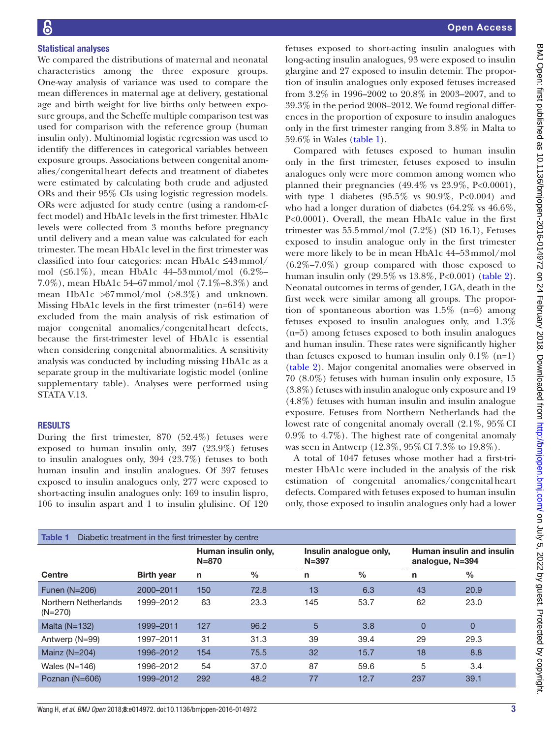### Statistical analyses

We compared the distributions of maternal and neonatal characteristics among the three exposure groups. One-way analysis of variance was used to compare the mean differences in maternal age at delivery, gestational age and birth weight for live births only between exposure groups, and the Scheffe multiple comparison test was used for comparison with the reference group (human insulin only). Multinomial logistic regression was used to identify the differences in categorical variables between exposure groups. Associations between congenital anomalies/congenital heart defects and treatment of diabetes were estimated by calculating both crude and adjusted ORs and their 95% CIs using logistic regression models. ORs were adjusted for study centre (using a random-effect model) and HbA1c levels in the first trimester. HbA1c levels were collected from 3 months before pregnancy until delivery and a mean value was calculated for each trimester. The mean HbA1c level in the first trimester was classified into four categories: mean HbA1c ≤43 mmol/mol (≤6.1%), mean HbA1c 44–53 mmol/mol (6.2%–7.0%), mean HbA1c 54–67 mmol/mol (7.1%–8.3%) and mean HbA1c >67 mmol/mol (>8.3%) and unknown. Missing HbA1c levels in the first trimester (n=614) were excluded from the main analysis of risk estimation of major congenital anomalies/congenital heart defects, because the first-trimester level of HbA1c is essential when considering congenital abnormalities. A sensitivity analysis was conducted by including missing HbA1c as a separate group in the multivariate logistic model (online supplementary table). Analyses were performed using STATA V.13.

## RESULTS

During the first trimester, 870 (52.4%) fetuses were exposed to human insulin only, 397 (23.9%) fetuses to insulin analogues only, 394 (23.7%) fetuses to both human insulin and insulin analogues. Of 397 fetuses exposed to insulin analogues only, 277 were exposed to short-acting insulin analogues only: 169 to insulin lispro, 106 to insulin aspart and 1 to insulin glulisine. Of 120 fetuses exposed to short-acting insulin analogues with long-acting insulin analogues, 93 were exposed to insulin glargine and 27 exposed to insulin detemir. The proportion of insulin analogues only exposed fetuses increased from 3.2% in 1996–2002 to 20.8% in 2003–2007, and to 39.3% in the period 2008–2012. We found regional differences in the proportion of exposure to insulin analogues only in the first trimester ranging from 3.8% in Malta to 59.6% in Wales (table 1).

Compared with fetuses exposed to human insulin only in the first trimester, fetuses exposed to insulin analogues only were more common among women who planned their pregnancies (49.4% vs 23.9%, P<0.0001), with type 1 diabetes (95.5% vs 90.9%, P<0.004) and who had a longer duration of diabetes (64.2% vs 46.6%, P<0.0001). Overall, the mean HbA1c value in the first trimester was 55.5 mmol/mol (7.2%) (SD 16.1), Fetuses exposed to insulin analogue only in the first trimester were more likely to be in mean HbA1c 44–53 mmol/mol (6.2%–7.0%) group compared with those exposed to human insulin only (29.5% vs 13.8%, P<0.001) (table 2). Neonatal outcomes in terms of gender, LGA, death in the first week were similar among all groups. The proportion of spontaneous abortion was 1.5% (n=6) among fetuses exposed to insulin analogues only, and 1.3% (n=5) among fetuses exposed to both insulin analogues and human insulin. These rates were significantly higher than fetuses exposed to human insulin only 0.1% (n=1) (table 2). Major congenital anomalies were observed in 70 (8.0%) fetuses with human insulin only exposure, 15 (3.8%) fetuses with insulin analogue only exposure and 19 (4.8%) fetuses with human insulin and insulin analogue exposure. Fetuses from Northern Netherlands had the lowest rate of congenital anomaly overall (2.1%, 95% CI 0.9% to 4.7%). The highest rate of congenital anomaly was seen in Antwerp (12.3%, 95% CI 7.3% to 19.8%).

A total of 1047 fetuses whose mother had a first-trimester HbA1c were included in the analysis of the risk estimation of congenital anomalies/congenital heart defects. Compared with fetuses exposed to human insulin only, those exposed to insulin analogues only had a lower

**Table 1** Diabetic treatment in the first trimester by centre

| | | Human insulin only, N=870 | | Insulin analogue only, N=397 | | Human insulin and insulin analogue, N=394 | |
|---|---|---|---|---|---|---|---|
| **Centre** | **Birth year** | **n** | **%** | **n** | **%** | **n** | **%** |
| Funen (N=206) | 2000–2011 | 150 | 72.8 | 13 | 6.3 | 43 | 20.9 |
| Northern Netherlands (N=270) | 1999–2012 | 63 | 23.3 | 145 | 53.7 | 62 | 23.0 |
| Malta (N=132) | 1999–2011 | 127 | 96.2 | 5 | 3.8 | 0 | 0 |
| Antwerp (N=99) | 1997–2011 | 31 | 31.3 | 39 | 39.4 | 29 | 29.3 |
| Mainz (N=204) | 1996–2012 | 154 | 75.5 | 32 | 15.7 | 18 | 8.8 |
| Wales (N=146) | 1996–2012 | 54 | 37.0 | 87 | 59.6 | 5 | 3.4 |
| Poznan (N=606) | 1999–2012 | 292 | 48.2 | 77 | 12.7 | 237 | 39.1 |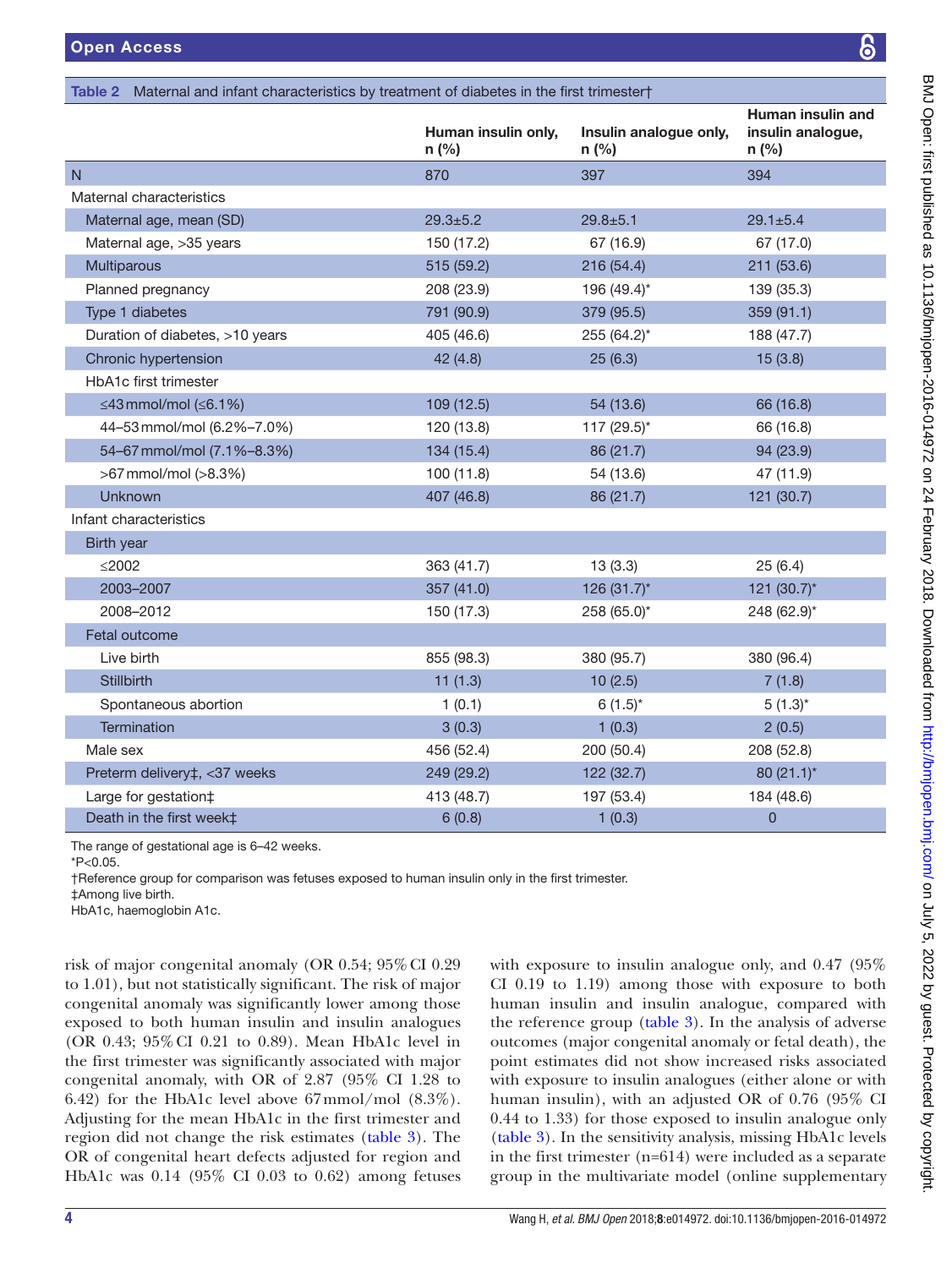**Table 2** Maternal and infant characteristics by treatment of diabetes in the first trimester†

| | Human insulin only, n (%) | Insulin analogue only, n (%) | Human insulin and insulin analogue, n (%) |
|---|---|---|---|
| N | 870 | 397 | 394 |
| Maternal characteristics | | | |
| Maternal age, mean (SD) | 29.3±5.2 | 29.8±5.1 | 29.1±5.4 |
| Maternal age, >35 years | 150 (17.2) | 67 (16.9) | 67 (17.0) |
| Multiparous | 515 (59.2) | 216 (54.4) | 211 (53.6) |
| Planned pregnancy | 208 (23.9) | 196 (49.4)* | 139 (35.3) |
| Type 1 diabetes | 791 (90.9) | 379 (95.5) | 359 (91.1) |
| Duration of diabetes, >10 years | 405 (46.6) | 255 (64.2)* | 188 (47.7) |
| Chronic hypertension | 42 (4.8) | 25 (6.3) | 15 (3.8) |
| HbA1c first trimester | | | |
| ≤43 mmol/mol (≤6.1%) | 109 (12.5) | 54 (13.6) | 66 (16.8) |
| 44–53 mmol/mol (6.2%–7.0%) | 120 (13.8) | 117 (29.5)* | 66 (16.8) |
| 54–67 mmol/mol (7.1%–8.3%) | 134 (15.4) | 86 (21.7) | 94 (23.9) |
| >67 mmol/mol (>8.3%) | 100 (11.8) | 54 (13.6) | 47 (11.9) |
| Unknown | 407 (46.8) | 86 (21.7) | 121 (30.7) |
| Infant characteristics | | | |
| Birth year | | | |
| ≤2002 | 363 (41.7) | 13 (3.3) | 25 (6.4) |
| 2003–2007 | 357 (41.0) | 126 (31.7)* | 121 (30.7)* |
| 2008–2012 | 150 (17.3) | 258 (65.0)* | 248 (62.9)* |
| Fetal outcome | | | |
| Live birth | 855 (98.3) | 380 (95.7) | 380 (96.4) |
| Stillbirth | 11 (1.3) | 10 (2.5) | 7 (1.8) |
| Spontaneous abortion | 1 (0.1) | 6 (1.5)* | 5 (1.3)* |
| Termination | 3 (0.3) | 1 (0.3) | 2 (0.5) |
| Male sex | 456 (52.4) | 200 (50.4) | 208 (52.8) |
| Preterm delivery‡, <37 weeks | 249 (29.2) | 122 (32.7) | 80 (21.1)* |
| Large for gestation‡ | 413 (48.7) | 197 (53.4) | 184 (48.6) |
| Death in the first week‡ | 6 (0.8) | 1 (0.3) | 0 |

The range of gestational age is 6–42 weeks.
*P<0.05.
†Reference group for comparison was fetuses exposed to human insulin only in the first trimester.
‡Among live birth.
HbA1c, haemoglobin A1c.

risk of major congenital anomaly (OR 0.54; 95% CI 0.29 to 1.01), but not statistically significant. The risk of major congenital anomaly was significantly lower among those exposed to both human insulin and insulin analogues (OR 0.43; 95% CI 0.21 to 0.89). Mean HbA1c level in the first trimester was significantly associated with major congenital anomaly, with OR of 2.87 (95% CI 1.28 to 6.42) for the HbA1c level above 67 mmol/mol (8.3%). Adjusting for the mean HbA1c in the first trimester and region did not change the risk estimates (table 3). The OR of congenital heart defects adjusted for region and HbA1c was 0.14 (95% CI 0.03 to 0.62) among fetuses with exposure to insulin analogue only, and 0.47 (95% CI 0.19 to 1.19) among those with exposure to both human insulin and insulin analogue, compared with the reference group (table 3). In the analysis of adverse outcomes (major congenital anomaly or fetal death), the point estimates did not show increased risks associated with exposure to insulin analogues (either alone or with human insulin), with an adjusted OR of 0.76 (95% CI 0.44 to 1.33) for those exposed to insulin analogue only (table 3). In the sensitivity analysis, missing HbA1c levels in the first trimester (n=614) were included as a separate group in the multivariate model (online supplementary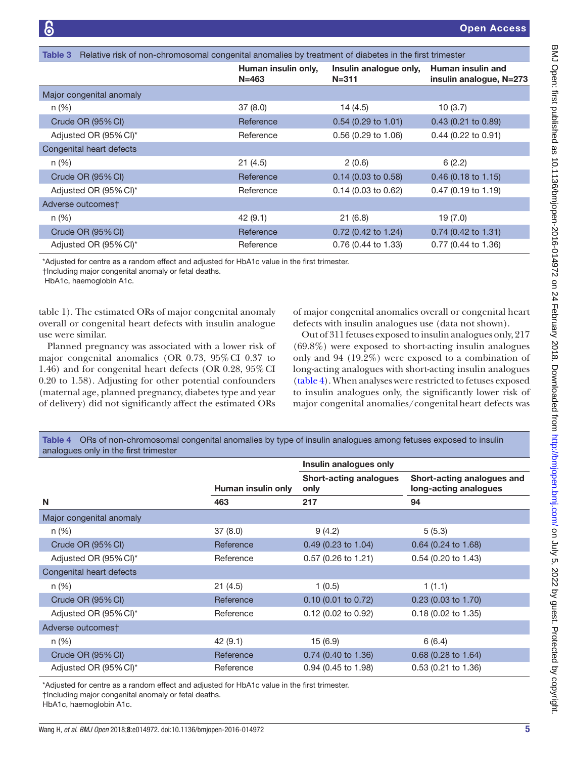**Table 3** Relative risk of non-chromosomal congenital anomalies by treatment of diabetes in the first trimester

| | Human insulin only, N=463 | Insulin analogue only, N=311 | Human insulin and insulin analogue, N=273 |
|---|---|---|---|
| Major congenital anomaly | | | |
| n (%) | 37 (8.0) | 14 (4.5) | 10 (3.7) |
| Crude OR (95% CI) | Reference | 0.54 (0.29 to 1.01) | 0.43 (0.21 to 0.89) |
| Adjusted OR (95% CI)* | Reference | 0.56 (0.29 to 1.06) | 0.44 (0.22 to 0.91) |
| Congenital heart defects | | | |
| n (%) | 21 (4.5) | 2 (0.6) | 6 (2.2) |
| Crude OR (95% CI) | Reference | 0.14 (0.03 to 0.58) | 0.46 (0.18 to 1.15) |
| Adjusted OR (95% CI)* | Reference | 0.14 (0.03 to 0.62) | 0.47 (0.19 to 1.19) |
| Adverse outcomes† | | | |
| n (%) | 42 (9.1) | 21 (6.8) | 19 (7.0) |
| Crude OR (95% CI) | Reference | 0.72 (0.42 to 1.24) | 0.74 (0.42 to 1.31) |
| Adjusted OR (95% CI)* | Reference | 0.76 (0.44 to 1.33) | 0.77 (0.44 to 1.36) |

*Adjusted for centre as a random effect and adjusted for HbA1c value in the first trimester.
†Including major congenital anomaly or fetal deaths.
HbA1c, haemoglobin A1c.

table 1). The estimated ORs of major congenital anomaly overall or congenital heart defects with insulin analogue use were similar.

Planned pregnancy was associated with a lower risk of major congenital anomalies (OR 0.73, 95% CI 0.37 to 1.46) and for congenital heart defects (OR 0.28, 95% CI 0.20 to 1.58). Adjusting for other potential confounders (maternal age, planned pregnancy, diabetes type and year of delivery) did not significantly affect the estimated ORs of major congenital anomalies overall or congenital heart defects with insulin analogues use (data not shown).

Out of 311 fetuses exposed to insulin analogues only, 217 (69.8%) were exposed to short-acting insulin analogues only and 94 (19.2%) were exposed to a combination of long-acting analogues with short-acting insulin analogues (table 4). When analyses were restricted to fetuses exposed to insulin analogues only, the significantly lower risk of major congenital anomalies/congenital heart defects was

**Table 4** ORs of non-chromosomal congenital anomalies by type of insulin analogues among fetuses exposed to insulin analogues only in the first trimester

| | | Insulin analogues only | |
|---|---|---|---|
| | Human insulin only | Short-acting analogues only | Short-acting analogues and long-acting analogues |
| **N** | **463** | **217** | **94** |
| Major congenital anomaly | | | |
| n (%) | 37 (8.0) | 9 (4.2) | 5 (5.3) |
| Crude OR (95% CI) | Reference | 0.49 (0.23 to 1.04) | 0.64 (0.24 to 1.68) |
| Adjusted OR (95% CI)* | Reference | 0.57 (0.26 to 1.21) | 0.54 (0.20 to 1.43) |
| Congenital heart defects | | | |
| n (%) | 21 (4.5) | 1 (0.5) | 1 (1.1) |
| Crude OR (95% CI) | Reference | 0.10 (0.01 to 0.72) | 0.23 (0.03 to 1.70) |
| Adjusted OR (95% CI)* | Reference | 0.12 (0.02 to 0.92) | 0.18 (0.02 to 1.35) |
| Adverse outcomes† | | | |
| n (%) | 42 (9.1) | 15 (6.9) | 6 (6.4) |
| Crude OR (95% CI) | Reference | 0.74 (0.40 to 1.36) | 0.68 (0.28 to 1.64) |
| Adjusted OR (95% CI)* | Reference | 0.94 (0.45 to 1.98) | 0.53 (0.21 to 1.36) |

*Adjusted for centre as a random effect and adjusted for HbA1c value in the first trimester.
†Including major congenital anomaly or fetal deaths.
HbA1c, haemoglobin A1c.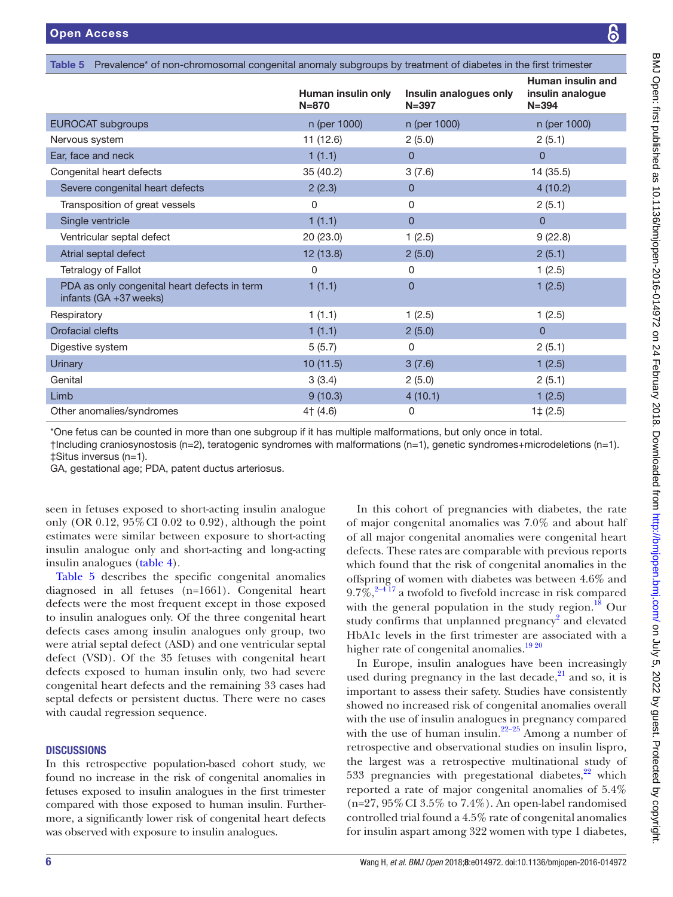Table 5 Prevalence* of non-chromosomal congenital anomaly subgroups by treatment of diabetes in the first trimester

| | Human insulin only N=870 | Insulin analogues only N=397 | Human insulin and insulin analogue N=394 |
|---|---|---|---|
| EUROCAT subgroups | n (per 1000) | n (per 1000) | n (per 1000) |
| Nervous system | 11 (12.6) | 2 (5.0) | 2 (5.1) |
| Ear, face and neck | 1 (1.1) | 0 | 0 |
| Congenital heart defects | 35 (40.2) | 3 (7.6) | 14 (35.5) |
| Severe congenital heart defects | 2 (2.3) | 0 | 4 (10.2) |
| Transposition of great vessels | 0 | 0 | 2 (5.1) |
| Single ventricle | 1 (1.1) | 0 | 0 |
| Ventricular septal defect | 20 (23.0) | 1 (2.5) | 9 (22.8) |
| Atrial septal defect | 12 (13.8) | 2 (5.0) | 2 (5.1) |
| Tetralogy of Fallot | 0 | 0 | 1 (2.5) |
| PDA as only congenital heart defects in term infants (GA +37 weeks) | 1 (1.1) | 0 | 1 (2.5) |
| Respiratory | 1 (1.1) | 1 (2.5) | 1 (2.5) |
| Orofacial clefts | 1 (1.1) | 2 (5.0) | 0 |
| Digestive system | 5 (5.7) | 0 | 2 (5.1) |
| Urinary | 10 (11.5) | 3 (7.6) | 1 (2.5) |
| Genital | 3 (3.4) | 2 (5.0) | 2 (5.1) |
| Limb | 9 (10.3) | 4 (10.1) | 1 (2.5) |
| Other anomalies/syndromes | 4† (4.6) | 0 | 1‡ (2.5) |

*One fetus can be counted in more than one subgroup if it has multiple malformations, but only once in total.
†Including craniosynostosis (n=2), teratogenic syndromes with malformations (n=1), genetic syndromes+microdeletions (n=1).
‡Situs inversus (n=1).
GA, gestational age; PDA, patent ductus arteriosus.

seen in fetuses exposed to short-acting insulin analogue only (OR 0.12, 95% CI 0.02 to 0.92), although the point estimates were similar between exposure to short-acting insulin analogue only and short-acting and long-acting insulin analogues (table 4).

Table 5 describes the specific congenital anomalies diagnosed in all fetuses (n=1661). Congenital heart defects were the most frequent except in those exposed to insulin analogues only. Of the three congenital heart defects cases among insulin analogues only group, two were atrial septal defect (ASD) and one ventricular septal defect (VSD). Of the 35 fetuses with congenital heart defects exposed to human insulin only, two had severe congenital heart defects and the remaining 33 cases had septal defects or persistent ductus. There were no cases with caudal regression sequence.

## DISCUSSIONS

In this retrospective population-based cohort study, we found no increase in the risk of congenital anomalies in fetuses exposed to insulin analogues in the first trimester compared with those exposed to human insulin. Furthermore, a significantly lower risk of congenital heart defects was observed with exposure to insulin analogues.

In this cohort of pregnancies with diabetes, the rate of major congenital anomalies was 7.0% and about half of all major congenital anomalies were congenital heart defects. These rates are comparable with previous reports which found that the risk of congenital anomalies in the offspring of women with diabetes was between 4.6% and 9.7%,[2–4 17] a twofold to fivefold increase in risk compared with the general population in the study region.[18] Our study confirms that unplanned pregnancy[2] and elevated HbA1c levels in the first trimester are associated with a higher rate of congenital anomalies.[19 20]

In Europe, insulin analogues have been increasingly used during pregnancy in the last decade,[21] and so, it is important to assess their safety. Studies have consistently showed no increased risk of congenital anomalies overall with the use of insulin analogues in pregnancy compared with the use of human insulin.[22–25] Among a number of retrospective and observational studies on insulin lispro, the largest was a retrospective multinational study of 533 pregnancies with pregestational diabetes,[22] which reported a rate of major congenital anomalies of 5.4% (n=27, 95% CI 3.5% to 7.4%). An open-label randomised controlled trial found a 4.5% rate of congenital anomalies for insulin aspart among 322 women with type 1 diabetes,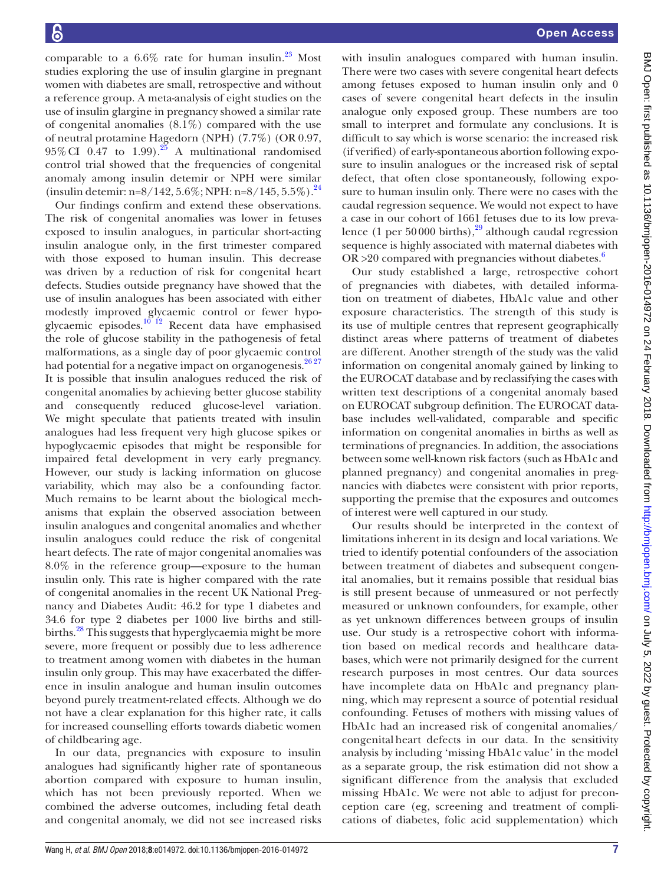comparable to a 6.6% rate for human insulin.[23] Most studies exploring the use of insulin glargine in pregnant women with diabetes are small, retrospective and without a reference group. A meta-analysis of eight studies on the use of insulin glargine in pregnancy showed a similar rate of congenital anomalies (8.1%) compared with the use of neutral protamine Hagedorn (NPH) (7.7%) (OR 0.97, 95% CI 0.47 to 1.99).[25] A multinational randomised control trial showed that the frequencies of congenital anomaly among insulin detemir or NPH were similar (insulin detemir: n=8/142, 5.6%; NPH: n=8/145, 5.5%).[24]

Our findings confirm and extend these observations. The risk of congenital anomalies was lower in fetuses exposed to insulin analogues, in particular short-acting insulin analogue only, in the first trimester compared with those exposed to human insulin. This decrease was driven by a reduction of risk for congenital heart defects. Studies outside pregnancy have showed that the use of insulin analogues has been associated with either modestly improved glycaemic control or fewer hypoglycaemic episodes.[10 12] Recent data have emphasised the role of glucose stability in the pathogenesis of fetal malformations, as a single day of poor glycaemic control had potential for a negative impact on organogenesis.[26 27] It is possible that insulin analogues reduced the risk of congenital anomalies by achieving better glucose stability and consequently reduced glucose-level variation. We might speculate that patients treated with insulin analogues had less frequent very high glucose spikes or hypoglycaemic episodes that might be responsible for impaired fetal development in very early pregnancy. However, our study is lacking information on glucose variability, which may also be a confounding factor. Much remains to be learnt about the biological mechanisms that explain the observed association between insulin analogues and congenital anomalies and whether insulin analogues could reduce the risk of congenital heart defects. The rate of major congenital anomalies was 8.0% in the reference group—exposure to the human insulin only. This rate is higher compared with the rate of congenital anomalies in the recent UK National Pregnancy and Diabetes Audit: 46.2 for type 1 diabetes and 34.6 for type 2 diabetes per 1000 live births and stillbirths.[28] This suggests that hyperglycaemia might be more severe, more frequent or possibly due to less adherence to treatment among women with diabetes in the human insulin only group. This may have exacerbated the difference in insulin analogue and human insulin outcomes beyond purely treatment-related effects. Although we do not have a clear explanation for this higher rate, it calls for increased counselling efforts towards diabetic women of childbearing age.

In our data, pregnancies with exposure to insulin analogues had significantly higher rate of spontaneous abortion compared with exposure to human insulin, which has not been previously reported. When we combined the adverse outcomes, including fetal death and congenital anomaly, we did not see increased risks with insulin analogues compared with human insulin. There were two cases with severe congenital heart defects among fetuses exposed to human insulin only and 0 cases of severe congenital heart defects in the insulin analogue only exposed group. These numbers are too small to interpret and formulate any conclusions. It is difficult to say which is worse scenario: the increased risk (if verified) of early-spontaneous abortion following exposure to insulin analogues or the increased risk of septal defect, that often close spontaneously, following exposure to human insulin only. There were no cases with the caudal regression sequence. We would not expect to have a case in our cohort of 1661 fetuses due to its low prevalence (1 per 50 000 births),[29] although caudal regression sequence is highly associated with maternal diabetes with OR >20 compared with pregnancies without diabetes.[6]

Our study established a large, retrospective cohort of pregnancies with diabetes, with detailed information on treatment of diabetes, HbA1c value and other exposure characteristics. The strength of this study is its use of multiple centres that represent geographically distinct areas where patterns of treatment of diabetes are different. Another strength of the study was the valid information on congenital anomaly gained by linking to the EUROCAT database and by reclassifying the cases with written text descriptions of a congenital anomaly based on EUROCAT subgroup definition. The EUROCAT database includes well-validated, comparable and specific information on congenital anomalies in births as well as terminations of pregnancies. In addition, the associations between some well-known risk factors (such as HbA1c and planned pregnancy) and congenital anomalies in pregnancies with diabetes were consistent with prior reports, supporting the premise that the exposures and outcomes of interest were well captured in our study.

Our results should be interpreted in the context of limitations inherent in its design and local variations. We tried to identify potential confounders of the association between treatment of diabetes and subsequent congenital anomalies, but it remains possible that residual bias is still present because of unmeasured or not perfectly measured or unknown confounders, for example, other as yet unknown differences between groups of insulin use. Our study is a retrospective cohort with information based on medical records and healthcare databases, which were not primarily designed for the current research purposes in most centres. Our data sources have incomplete data on HbA1c and pregnancy planning, which may represent a source of potential residual confounding. Fetuses of mothers with missing values of HbA1c had an increased risk of congenital anomalies/congenital heart defects in our data. In the sensitivity analysis by including 'missing HbA1c value' in the model as a separate group, the risk estimation did not show a significant difference from the analysis that excluded missing HbA1c. We were not able to adjust for preconception care (eg, screening and treatment of complications of diabetes, folic acid supplementation) which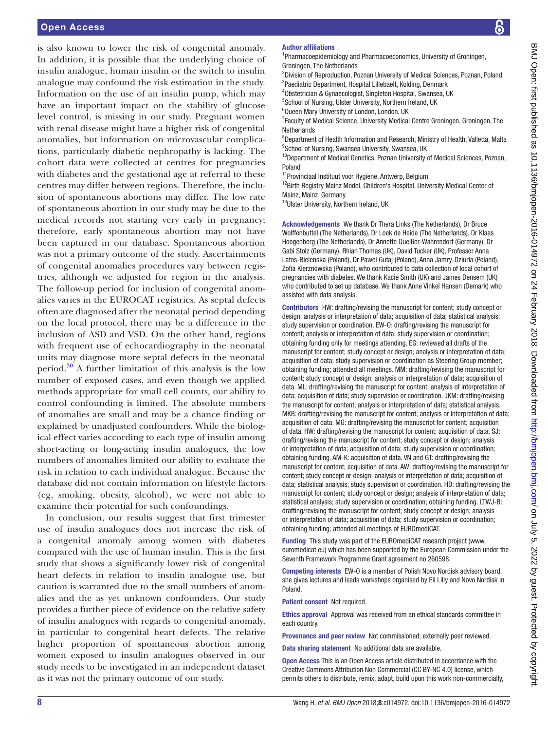is also known to lower the risk of congenital anomaly. In addition, it is possible that the underlying choice of insulin analogue, human insulin or the switch to insulin analogue may confound the risk estimation in the study. Information on the use of an insulin pump, which may have an important impact on the stability of glucose level control, is missing in our study. Pregnant women with renal disease might have a higher risk of congenital anomalies, but information on microvascular complications, particularly diabetic nephropathy is lacking. The cohort data were collected at centres for pregnancies with diabetes and the gestational age at referral to these centres may differ between regions. Therefore, the inclusion of spontaneous abortions may differ. The low rate of spontaneous abortion in our study may be due to the medical records not starting very early in pregnancy; therefore, early spontaneous abortion may not have been captured in our database. Spontaneous abortion was not a primary outcome of the study. Ascertainments of congenital anomalies procedures vary between registries, although we adjusted for region in the analysis. The follow-up period for inclusion of congenital anomalies varies in the EUROCAT registries. As septal defects often are diagnosed after the neonatal period depending on the local protocol, there may be a difference in the inclusion of ASD and VSD. On the other hand, regions with frequent use of echocardiography in the neonatal units may diagnose more septal defects in the neonatal period.[30] A further limitation of this analysis is the low number of exposed cases, and even though we applied methods appropriate for small cell counts, our ability to control confounding is limited. The absolute numbers of anomalies are small and may be a chance finding or explained by unadjusted confounders. While the biological effect varies according to each type of insulin among short-acting or long-acting insulin analogues, the low numbers of anomalies limited our ability to evaluate the risk in relation to each individual analogue. Because the database did not contain information on lifestyle factors (eg, smoking, obesity, alcohol), we were not able to examine their potential for such confoundings.

In conclusion, our results suggest that first trimester use of insulin analogues does not increase the risk of a congenital anomaly among women with diabetes compared with the use of human insulin. This is the first study that shows a significantly lower risk of congenital heart defects in relation to insulin analogue use, but caution is warranted due to the small numbers of anomalies and the as yet unknown confounders. Our study provides a further piece of evidence on the relative safety of insulin analogues with regards to congenital anomaly, in particular to congenital heart defects. The relative higher proportion of spontaneous abortion among women exposed to insulin analogues observed in our study needs to be investigated in an independent dataset as it was not the primary outcome of our study.

**Author affiliations**

[1]Pharmacoepidemiology and Pharmacoeconomics, University of Groningen, Groningen, The Netherlands
[2]Division of Reproduction, Poznan University of Medical Sciences, Poznan, Poland
[3]Paediatric Department, Hospital Lillebaelt, Kolding, Denmark
[4]Obstetrician & Gynaecologist, Singleton Hospital, Swansea, UK
[5]School of Nursing, Ulster University, Northern Ireland, UK
[6]Queen Mary University of London, London, UK
[7]Faculty of Medical Science, University Medical Centre Groningen, Groningen, The Netherlands
[8]Department of Health Information and Research, Ministry of Health, Valletta, Malta
[9]School of Nursing, Swansea University, Swansea, UK
[10]Department of Medical Genetics, Poznan University of Medical Sciences, Poznan, Poland
[11]Provinciaal Instituut voor Hygiene, Antwerp, Belgium
[12]Birth Registry Mainz Model, Children's Hospital, University Medical Center of Mainz, Mainz, Germany
[13]Ulster University, Northern Ireland, UK

**Acknowledgements** We thank Dr Thera Links (The Netherlands), Dr Bruce Wolffenbuttel (The Netherlands), Dr Loek de Heide (The Netherlands), Dr Klaas Hoogenberg (The Netherlands), Dr Annette Queißer-Wahrendorf (Germany), Dr Gabi Stolz (Germany), Rhian Thomas (UK), David Tucker (UK), Professor Anna Latos-Bielenska (Poland), Dr Pawel Gutaj (Poland), Anna Jamry-Dziurla (Poland), Zofia Kierznowska (Poland), who contributed to data collection of local cohort of pregnancies with diabetes. We thank Kacie Smith (UK) and James Densem (UK) who contributed to set up database. We thank Anne Vinkel Hansen (Demark) who assisted with data analysis.

**Contributors** HW: drafting/revising the manuscript for content; study concept or design; analysis or interpretation of data; acquisition of data; statistical analysis; study supervision or coordination. EW-O: drafting/revising the manuscript for content; analysis or interpretation of data; study supervision or coordination; obtaining funding only for meetings attending. EG: reviewed all drafts of the manuscript for content; study concept or design; analysis or interpretation of data; acquisition of data; study supervision or coordination as Steering Group member; obtaining funding; attended all meetings. MM: drafting/revising the manuscript for content; study concept or design; analysis or interpretation of data; acquisition of data. ML: drafting/revising the manuscript for content; analysis of interpretation of data; acquisition of data; study supervision or coordination. JKM: drafting/revising the manuscript for content; analysis or interpretation of data; statistical analysis. MKB: drafting/revising the manuscript for content; analysis or interpretation of data; acquisition of data. MG: drafting/revising the manuscript for content; acquisition of data. HW: drafting/revising the manuscript for content; acquisition of data. SJ: drafting/revising the manuscript for content; study concept or design; analysis or interpretation of data; acquisition of data; study supervision or coordination; obtaining funding. AM-K: acquisition of data. VN and GT: drafting/revising the manuscript for content; acquisition of data. AW: drafting/revising the manuscript for content; study concept or design; analysis or interpretation of data; acquisition of data; statistical analysis; study supervision or coordination. HD: drafting/revising the manuscript for content; study concept or design; analysis of interpretation of data; statistical analysis; study supervision or coordination; obtaining funding. LTWJ-B: drafting/revising the manuscript for content; study concept or design; analysis or interpretation of data; acquisition of data; study supervision or coordination; obtaining funding; attended all meetings of EUROmediCAT.

**Funding** This study was part of the EUROmediCAT research project (www.euromedicat.eu) which has been supported by the European Commission under the Seventh Framework Programme Grant agreement no 260598.

**Competing interests** EW-O is a member of Polish Novo Nordisk advisory board, she gives lectures and leads workshops organised by Eli Lilly and Novo Nordisk in Poland.

**Patient consent** Not required.

**Ethics approval** Approval was received from an ethical standards committee in each country.

**Provenance and peer review** Not commissioned; externally peer reviewed.

**Data sharing statement** No additional data are available.

**Open Access** This is an Open Access article distributed in accordance with the Creative Commons Attribution Non Commercial (CC BY-NC 4.0) license, which permits others to distribute, remix, adapt, build upon this work non-commercially,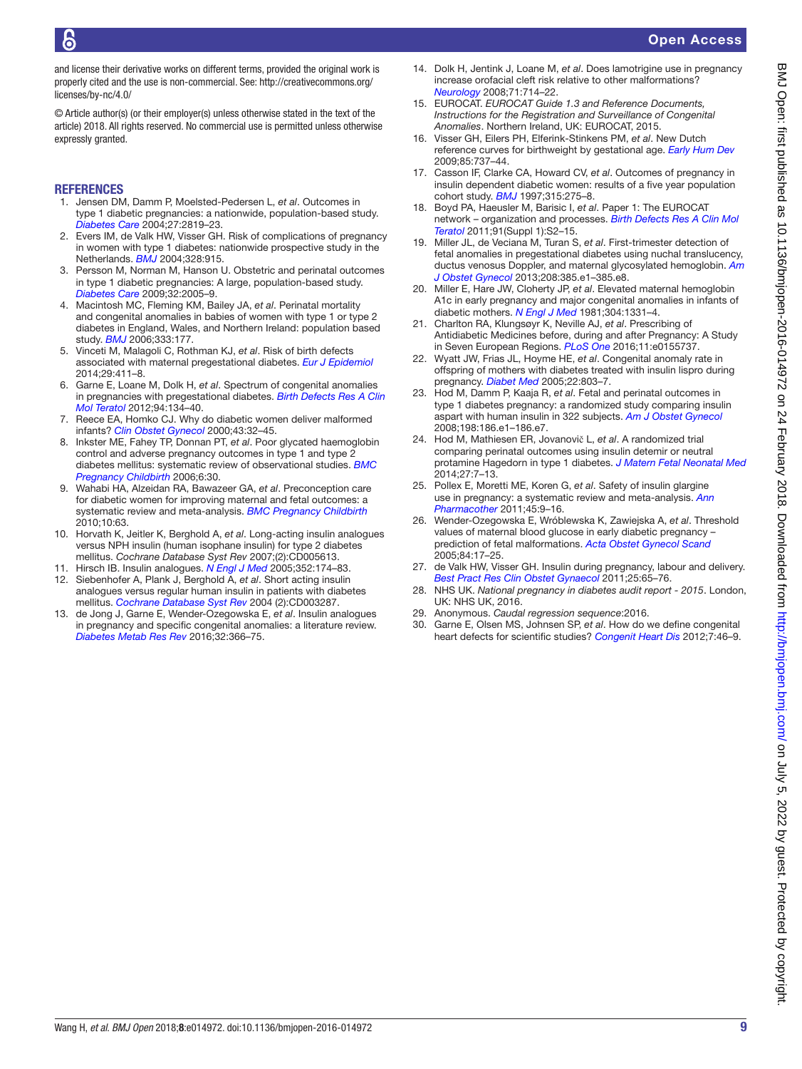and license their derivative works on different terms, provided the original work is properly cited and the use is non-commercial. See: http://creativecommons.org/licenses/by-nc/4.0/

© Article author(s) (or their employer(s) unless otherwise stated in the text of the article) 2018. All rights reserved. No commercial use is permitted unless otherwise expressly granted.

## REFERENCES

1. Jensen DM, Damm P, Moelsted-Pedersen L, *et al*. Outcomes in type 1 diabetic pregnancies: a nationwide, population-based study. *Diabetes Care* 2004;27:2819–23.
2. Evers IM, de Valk HW, Visser GH. Risk of complications of pregnancy in women with type 1 diabetes: nationwide prospective study in the Netherlands. *BMJ* 2004;328:915.
3. Persson M, Norman M, Hanson U. Obstetric and perinatal outcomes in type 1 diabetic pregnancies: A large, population-based study. *Diabetes Care* 2009;32:2005–9.
4. Macintosh MC, Fleming KM, Bailey JA, *et al*. Perinatal mortality and congenital anomalies in babies of women with type 1 or type 2 diabetes in England, Wales, and Northern Ireland: population based study. *BMJ* 2006;333:177.
5. Vinceti M, Malagoli C, Rothman KJ, *et al*. Risk of birth defects associated with maternal pregestational diabetes. *Eur J Epidemiol* 2014;29:411–8.
6. Garne E, Loane M, Dolk H, *et al*. Spectrum of congenital anomalies in pregnancies with pregestational diabetes. *Birth Defects Res A Clin Mol Teratol* 2012;94:134–40.
7. Reece EA, Homko CJ. Why do diabetic women deliver malformed infants? *Clin Obstet Gynecol* 2000;43:32–45.
8. Inkster ME, Fahey TP, Donnan PT, *et al*. Poor glycated haemoglobin control and adverse pregnancy outcomes in type 1 and type 2 diabetes mellitus: systematic review of observational studies. *BMC Pregnancy Childbirth* 2006;6:30.
9. Wahabi HA, Alzeidan RA, Bawazeer GA, *et al*. Preconception care for diabetic women for improving maternal and fetal outcomes: a systematic review and meta-analysis. *BMC Pregnancy Childbirth* 2010;10:63.
10. Horvath K, Jeitler K, Berghold A, *et al*. Long-acting insulin analogues versus NPH insulin (human isophane insulin) for type 2 diabetes mellitus. *Cochrane Database Syst Rev* 2007;(2):CD005613.
11. Hirsch IB. Insulin analogues. *N Engl J Med* 2005;352:174–83.
12. Siebenhofer A, Plank J, Berghold A, *et al*. Short acting insulin analogues versus regular human insulin in patients with diabetes mellitus. *Cochrane Database Syst Rev* 2004 (2):CD003287.
13. de Jong J, Garne E, Wender-Ozegowska E, *et al*. Insulin analogues in pregnancy and specific congenital anomalies: a literature review. *Diabetes Metab Res Rev* 2016;32:366–75.
14. Dolk H, Jentink J, Loane M, *et al*. Does lamotrigine use in pregnancy increase orofacial cleft risk relative to other malformations? *Neurology* 2008;71:714–22.
15. EUROCAT. *EUROCAT Guide 1.3 and Reference Documents, Instructions for the Registration and Surveillance of Congenital Anomalies*. Northern Ireland, UK: EUROCAT, 2015.
16. Visser GH, Eilers PH, Elferink-Stinkens PM, *et al*. New Dutch reference curves for birthweight by gestational age. *Early Hum Dev* 2009;85:737–44.
17. Casson IF, Clarke CA, Howard CV, *et al*. Outcomes of pregnancy in insulin dependent diabetic women: results of a five year population cohort study. *BMJ* 1997;315:275–8.
18. Boyd PA, Haeusler M, Barisic I, *et al*. Paper 1: The EUROCAT network – organization and processes. *Birth Defects Res A Clin Mol Teratol* 2011;91(Suppl 1):S2–15.
19. Miller JL, de Veciana M, Turan S, *et al*. First-trimester detection of fetal anomalies in pregestational diabetes using nuchal translucency, ductus venosus Doppler, and maternal glycosylated hemoglobin. *Am J Obstet Gynecol* 2013;208:385.e1–385.e8.
20. Miller E, Hare JW, Cloherty JP, *et al*. Elevated maternal hemoglobin A1c in early pregnancy and major congenital anomalies in infants of diabetic mothers. *N Engl J Med* 1981;304:1331–4.
21. Charlton RA, Klungsøyr K, Neville AJ, *et al*. Prescribing of Antidiabetic Medicines before, during and after Pregnancy: A Study in Seven European Regions. *PLoS One* 2016;11:e0155737.
22. Wyatt JW, Frias JL, Hoyme HE, *et al*. Congenital anomaly rate in offspring of mothers with diabetes treated with insulin lispro during pregnancy. *Diabet Med* 2005;22:803–7.
23. Hod M, Damm P, Kaaja R, *et al*. Fetal and perinatal outcomes in type 1 diabetes pregnancy: a randomized study comparing insulin aspart with human insulin in 322 subjects. *Am J Obstet Gynecol* 2008;198:186.e1–186.e7.
24. Hod M, Mathiesen ER, Jovanovič L, *et al*. A randomized trial comparing perinatal outcomes using insulin detemir or neutral protamine Hagedorn in type 1 diabetes. *J Matern Fetal Neonatal Med* 2014;27:7–13.
25. Pollex E, Moretti ME, Koren G, *et al*. Safety of insulin glargine use in pregnancy: a systematic review and meta-analysis. *Ann Pharmacother* 2011;45:9–16.
26. Wender-Ozegowska E, Wróblewska K, Zawiejska A, *et al*. Threshold values of maternal blood glucose in early diabetic pregnancy – prediction of fetal malformations. *Acta Obstet Gynecol Scand* 2005;84:17–25.
27. de Valk HW, Visser GH. Insulin during pregnancy, labour and delivery. *Best Pract Res Clin Obstet Gynaecol* 2011;25:65–76.
28. NHS UK. *National pregnancy in diabetes audit report - 2015*. London, UK: NHS UK, 2016.
29. Anonymous. *Caudal regression sequence*:2016.
30. Garne E, Olsen MS, Johnsen SP, *et al*. How do we define congenital heart defects for scientific studies? *Congenit Heart Dis* 2012;7:46–9.